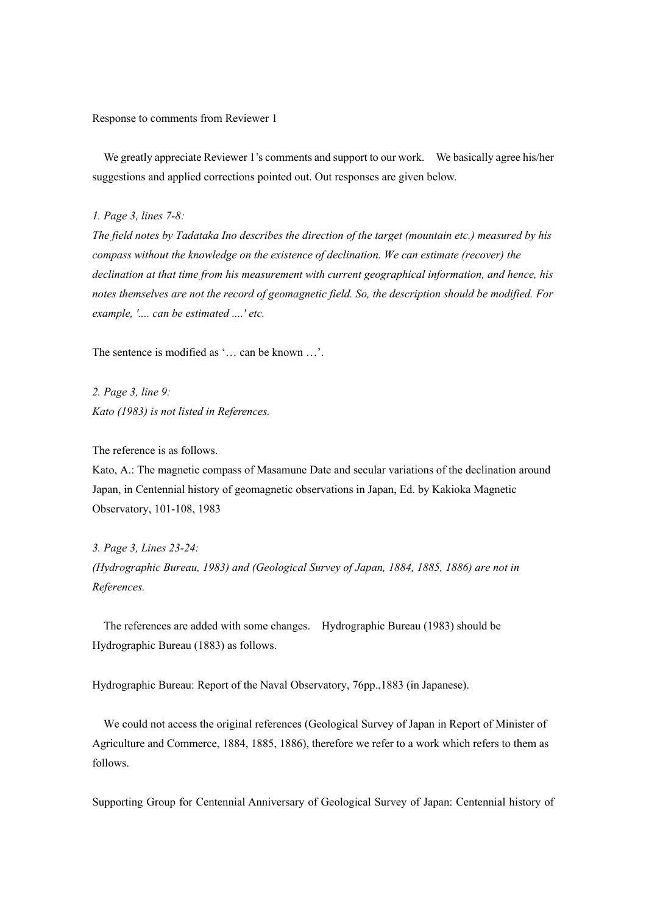Response to comments from Reviewer 1

We greatly appreciate Reviewer 1's comments and support to our work. We basically agree his/her suggestions and applied corrections pointed out. Out responses are given below.

*1. Page 3, lines 7-8:*
*The field notes by Tadataka Ino describes the direction of the target (mountain etc.) measured by his compass without the knowledge on the existence of declination. We can estimate (recover) the declination at that time from his measurement with current geographical information, and hence, his notes themselves are not the record of geomagnetic field. So, the description should be modified. For example, '.... can be estimated ....' etc.*

The sentence is modified as '… can be known …'.

*2. Page 3, line 9:*
*Kato (1983) is not listed in References.*

The reference is as follows.
Kato, A.: The magnetic compass of Masamune Date and secular variations of the declination around Japan, in Centennial history of geomagnetic observations in Japan, Ed. by Kakioka Magnetic Observatory, 101-108, 1983

*3. Page 3, Lines 23-24:*
*(Hydrographic Bureau, 1983) and (Geological Survey of Japan, 1884, 1885, 1886) are not in References.*

The references are added with some changes. Hydrographic Bureau (1983) should be Hydrographic Bureau (1883) as follows.

Hydrographic Bureau: Report of the Naval Observatory, 76pp.,1883 (in Japanese).

We could not access the original references (Geological Survey of Japan in Report of Minister of Agriculture and Commerce, 1884, 1885, 1886), therefore we refer to a work which refers to them as follows.

Supporting Group for Centennial Anniversary of Geological Survey of Japan: Centennial history of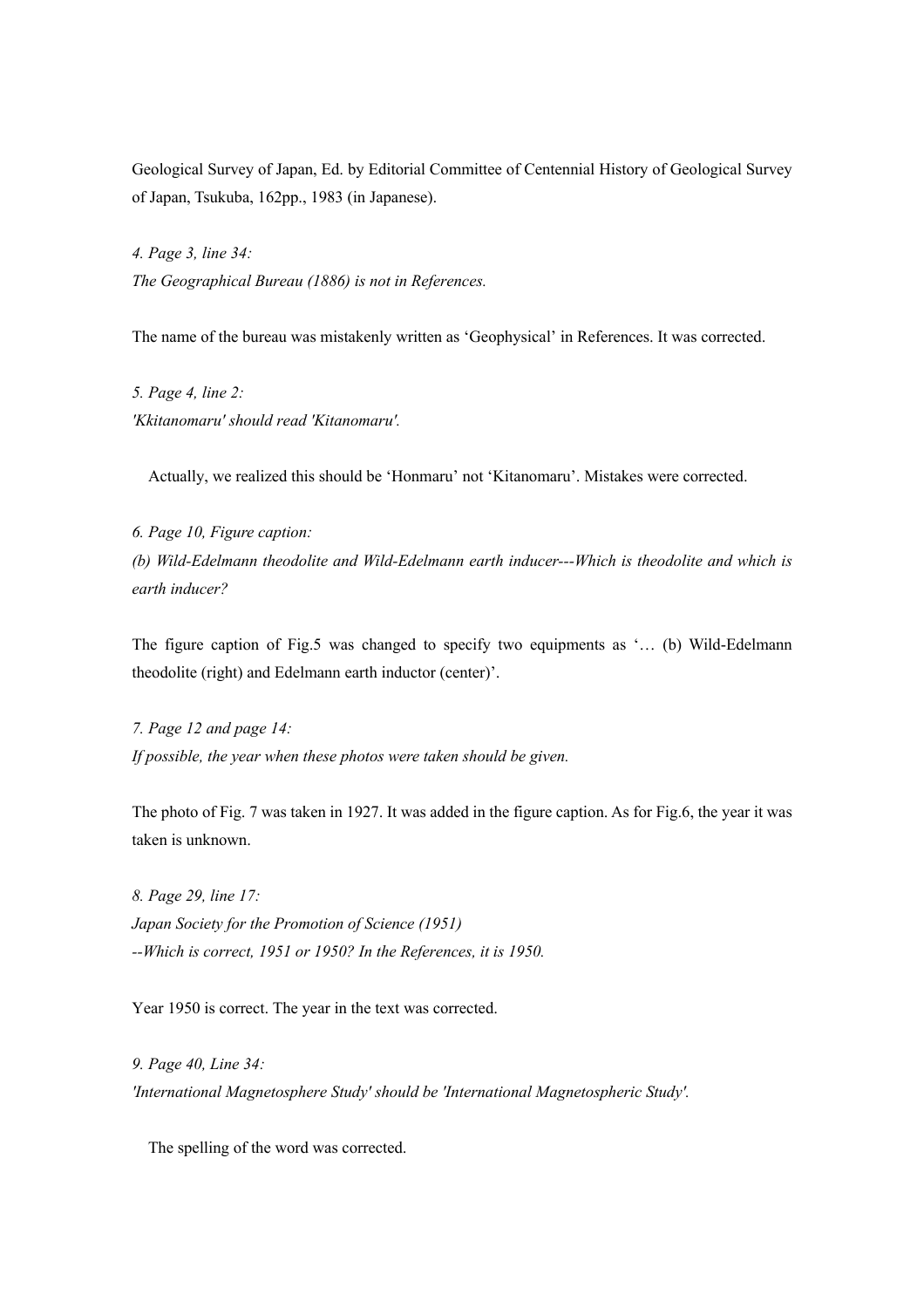Geological Survey of Japan, Ed. by Editorial Committee of Centennial History of Geological Survey of Japan, Tsukuba, 162pp., 1983 (in Japanese).

*4. Page 3, line 34:*
*The Geographical Bureau (1886) is not in References.*

The name of the bureau was mistakenly written as 'Geophysical' in References. It was corrected.

*5. Page 4, line 2:*
*'Kkitanomaru' should read 'Kitanomaru'.*

Actually, we realized this should be 'Honmaru' not 'Kitanomaru'. Mistakes were corrected.

*6. Page 10, Figure caption:*
*(b) Wild-Edelmann theodolite and Wild-Edelmann earth inducer---Which is theodolite and which is earth inducer?*

The figure caption of Fig.5 was changed to specify two equipments as '… (b) Wild-Edelmann theodolite (right) and Edelmann earth inductor (center)'.

*7. Page 12 and page 14:*
*If possible, the year when these photos were taken should be given.*

The photo of Fig. 7 was taken in 1927. It was added in the figure caption. As for Fig.6, the year it was taken is unknown.

*8. Page 29, line 17:*
*Japan Society for the Promotion of Science (1951)*
*--Which is correct, 1951 or 1950? In the References, it is 1950.*

Year 1950 is correct. The year in the text was corrected.

*9. Page 40, Line 34:*
*'International Magnetosphere Study' should be 'International Magnetospheric Study'.*

The spelling of the word was corrected.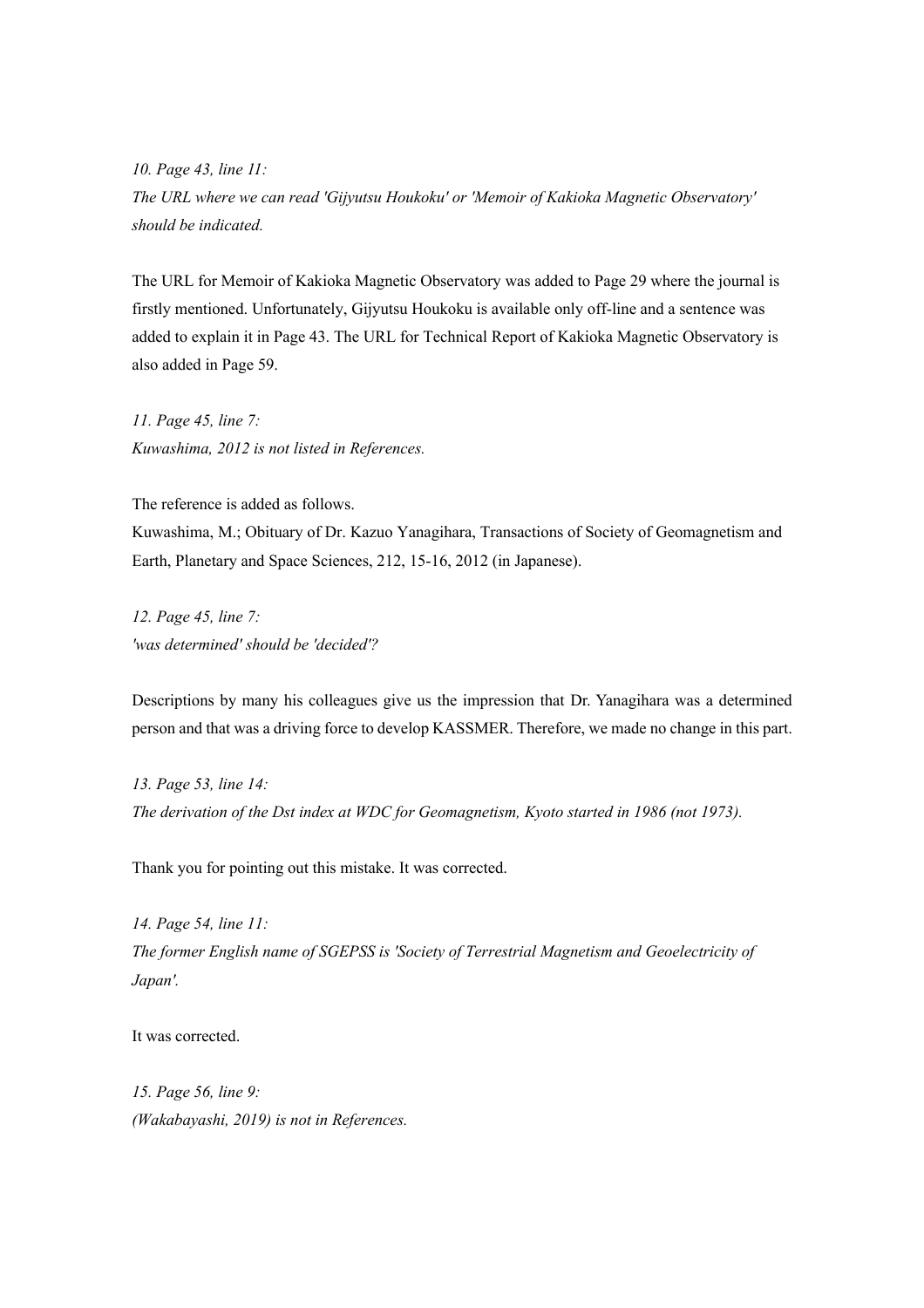*10. Page 43, line 11:*
*The URL where we can read 'Gijyutsu Houkoku' or 'Memoir of Kakioka Magnetic Observatory' should be indicated.*

The URL for Memoir of Kakioka Magnetic Observatory was added to Page 29 where the journal is firstly mentioned. Unfortunately, Gijyutsu Houkoku is available only off-line and a sentence was added to explain it in Page 43. The URL for Technical Report of Kakioka Magnetic Observatory is also added in Page 59.

*11. Page 45, line 7:*
*Kuwashima, 2012 is not listed in References.*

The reference is added as follows.
Kuwashima, M.; Obituary of Dr. Kazuo Yanagihara, Transactions of Society of Geomagnetism and Earth, Planetary and Space Sciences, 212, 15-16, 2012 (in Japanese).

*12. Page 45, line 7:*
*'was determined' should be 'decided'?*

Descriptions by many his colleagues give us the impression that Dr. Yanagihara was a determined person and that was a driving force to develop KASSMER. Therefore, we made no change in this part.

*13. Page 53, line 14:*
*The derivation of the Dst index at WDC for Geomagnetism, Kyoto started in 1986 (not 1973).*

Thank you for pointing out this mistake. It was corrected.

*14. Page 54, line 11:*
*The former English name of SGEPSS is 'Society of Terrestrial Magnetism and Geoelectricity of Japan'.*

It was corrected.

*15. Page 56, line 9:*
*(Wakabayashi, 2019) is not in References.*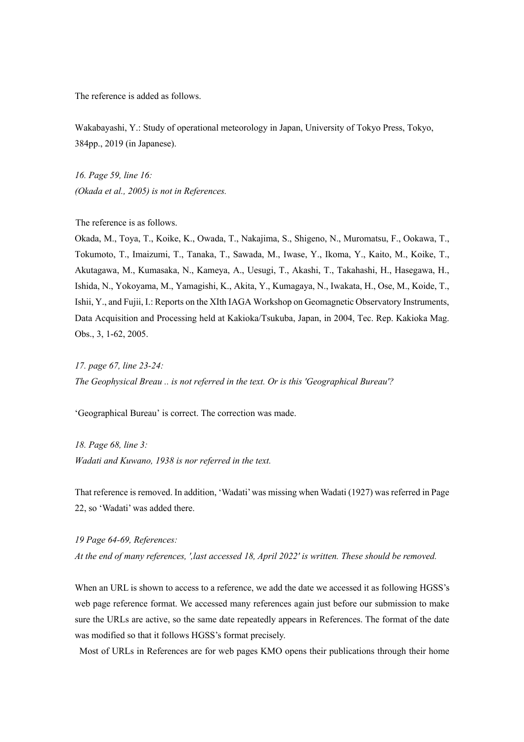The reference is added as follows.

Wakabayashi, Y.: Study of operational meteorology in Japan, University of Tokyo Press, Tokyo, 384pp., 2019 (in Japanese).

*16. Page 59, line 16:*
*(Okada et al., 2005) is not in References.*

The reference is as follows.
Okada, M., Toya, T., Koike, K., Owada, T., Nakajima, S., Shigeno, N., Muromatsu, F., Ookawa, T., Tokumoto, T., Imaizumi, T., Tanaka, T., Sawada, M., Iwase, Y., Ikoma, Y., Kaito, M., Koike, T., Akutagawa, M., Kumasaka, N., Kameya, A., Uesugi, T., Akashi, T., Takahashi, H., Hasegawa, H., Ishida, N., Yokoyama, M., Yamagishi, K., Akita, Y., Kumagaya, N., Iwakata, H., Ose, M., Koide, T., Ishii, Y., and Fujii, I.: Reports on the XIth IAGA Workshop on Geomagnetic Observatory Instruments, Data Acquisition and Processing held at Kakioka/Tsukuba, Japan, in 2004, Tec. Rep. Kakioka Mag. Obs., 3, 1-62, 2005.

*17. page 67, line 23-24:*
*The Geophysical Breau .. is not referred in the text. Or is this 'Geographical Bureau'?*

'Geographical Bureau' is correct. The correction was made.

*18. Page 68, line 3:*
*Wadati and Kuwano, 1938 is nor referred in the text.*

That reference is removed. In addition, 'Wadati' was missing when Wadati (1927) was referred in Page 22, so 'Wadati' was added there.

*19 Page 64-69, References:*
*At the end of many references, ',last accessed 18, April 2022' is written. These should be removed.*

When an URL is shown to access to a reference, we add the date we accessed it as following HGSS's web page reference format. We accessed many references again just before our submission to make sure the URLs are active, so the same date repeatedly appears in References. The format of the date was modified so that it follows HGSS's format precisely.

Most of URLs in References are for web pages KMO opens their publications through their home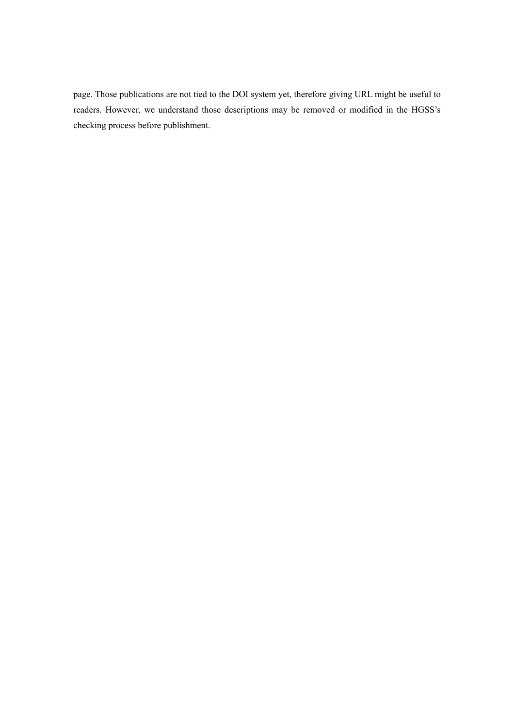page. Those publications are not tied to the DOI system yet, therefore giving URL might be useful to readers. However, we understand those descriptions may be removed or modified in the HGSS's checking process before publishment.